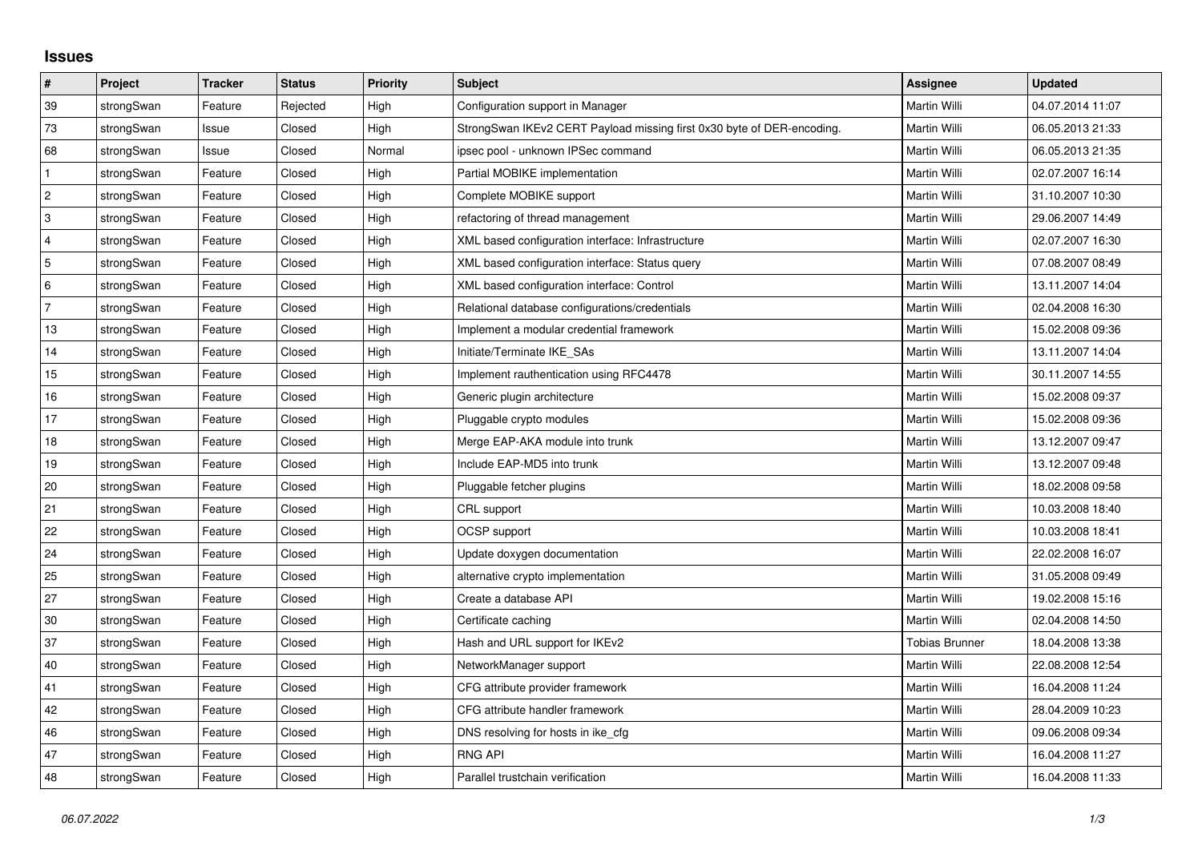# Issues

| # | Project | Tracker | Status | Priority | Subject | Assignee | Updated |
|---|---|---|---|---|---|---|---|
| 39 | strongSwan | Feature | Rejected | High | Configuration support in Manager | Martin Willi | 04.07.2014 11:07 |
| 73 | strongSwan | Issue | Closed | High | StrongSwan IKEv2 CERT Payload missing first 0x30 byte of DER-encoding. | Martin Willi | 06.05.2013 21:33 |
| 68 | strongSwan | Issue | Closed | Normal | ipsec pool - unknown IPSec command | Martin Willi | 06.05.2013 21:35 |
| 1 | strongSwan | Feature | Closed | High | Partial MOBIKE implementation | Martin Willi | 02.07.2007 16:14 |
| 2 | strongSwan | Feature | Closed | High | Complete MOBIKE support | Martin Willi | 31.10.2007 10:30 |
| 3 | strongSwan | Feature | Closed | High | refactoring of thread management | Martin Willi | 29.06.2007 14:49 |
| 4 | strongSwan | Feature | Closed | High | XML based configuration interface: Infrastructure | Martin Willi | 02.07.2007 16:30 |
| 5 | strongSwan | Feature | Closed | High | XML based configuration interface: Status query | Martin Willi | 07.08.2007 08:49 |
| 6 | strongSwan | Feature | Closed | High | XML based configuration interface: Control | Martin Willi | 13.11.2007 14:04 |
| 7 | strongSwan | Feature | Closed | High | Relational database configurations/credentials | Martin Willi | 02.04.2008 16:30 |
| 13 | strongSwan | Feature | Closed | High | Implement a modular credential framework | Martin Willi | 15.02.2008 09:36 |
| 14 | strongSwan | Feature | Closed | High | Initiate/Terminate IKE_SAs | Martin Willi | 13.11.2007 14:04 |
| 15 | strongSwan | Feature | Closed | High | Implement rauthentication using RFC4478 | Martin Willi | 30.11.2007 14:55 |
| 16 | strongSwan | Feature | Closed | High | Generic plugin architecture | Martin Willi | 15.02.2008 09:37 |
| 17 | strongSwan | Feature | Closed | High | Pluggable crypto modules | Martin Willi | 15.02.2008 09:36 |
| 18 | strongSwan | Feature | Closed | High | Merge EAP-AKA module into trunk | Martin Willi | 13.12.2007 09:47 |
| 19 | strongSwan | Feature | Closed | High | Include EAP-MD5 into trunk | Martin Willi | 13.12.2007 09:48 |
| 20 | strongSwan | Feature | Closed | High | Pluggable fetcher plugins | Martin Willi | 18.02.2008 09:58 |
| 21 | strongSwan | Feature | Closed | High | CRL support | Martin Willi | 10.03.2008 18:40 |
| 22 | strongSwan | Feature | Closed | High | OCSP support | Martin Willi | 10.03.2008 18:41 |
| 24 | strongSwan | Feature | Closed | High | Update doxygen documentation | Martin Willi | 22.02.2008 16:07 |
| 25 | strongSwan | Feature | Closed | High | alternative crypto implementation | Martin Willi | 31.05.2008 09:49 |
| 27 | strongSwan | Feature | Closed | High | Create a database API | Martin Willi | 19.02.2008 15:16 |
| 30 | strongSwan | Feature | Closed | High | Certificate caching | Martin Willi | 02.04.2008 14:50 |
| 37 | strongSwan | Feature | Closed | High | Hash and URL support for IKEv2 | Tobias Brunner | 18.04.2008 13:38 |
| 40 | strongSwan | Feature | Closed | High | NetworkManager support | Martin Willi | 22.08.2008 12:54 |
| 41 | strongSwan | Feature | Closed | High | CFG attribute provider framework | Martin Willi | 16.04.2008 11:24 |
| 42 | strongSwan | Feature | Closed | High | CFG attribute handler framework | Martin Willi | 28.04.2009 10:23 |
| 46 | strongSwan | Feature | Closed | High | DNS resolving for hosts in ike_cfg | Martin Willi | 09.06.2008 09:34 |
| 47 | strongSwan | Feature | Closed | High | RNG API | Martin Willi | 16.04.2008 11:27 |
| 48 | strongSwan | Feature | Closed | High | Parallel trustchain verification | Martin Willi | 16.04.2008 11:33 |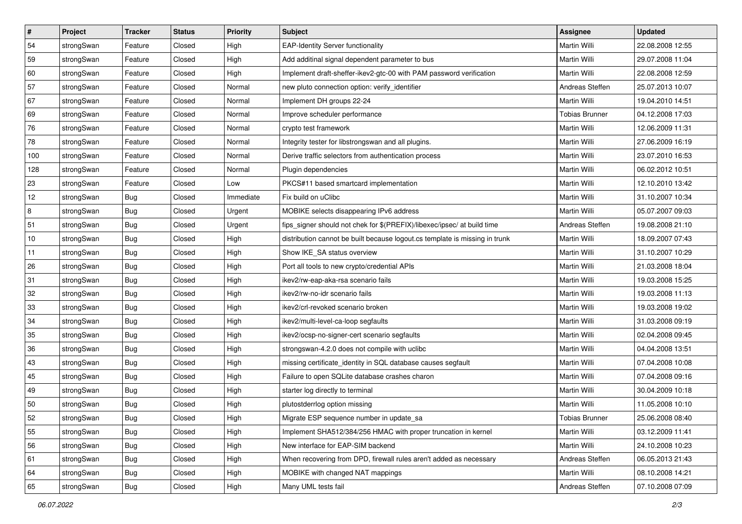| # | Project | Tracker | Status | Priority | Subject | Assignee | Updated |
|---|---|---|---|---|---|---|---|
| 54 | strongSwan | Feature | Closed | High | EAP-Identity Server functionality | Martin Willi | 22.08.2008 12:55 |
| 59 | strongSwan | Feature | Closed | High | Add additinal signal dependent parameter to bus | Martin Willi | 29.07.2008 11:04 |
| 60 | strongSwan | Feature | Closed | High | Implement draft-sheffer-ikev2-gtc-00 with PAM password verification | Martin Willi | 22.08.2008 12:59 |
| 57 | strongSwan | Feature | Closed | Normal | new pluto connection option: verify_identifier | Andreas Steffen | 25.07.2013 10:07 |
| 67 | strongSwan | Feature | Closed | Normal | Implement DH groups 22-24 | Martin Willi | 19.04.2010 14:51 |
| 69 | strongSwan | Feature | Closed | Normal | Improve scheduler performance | Tobias Brunner | 04.12.2008 17:03 |
| 76 | strongSwan | Feature | Closed | Normal | crypto test framework | Martin Willi | 12.06.2009 11:31 |
| 78 | strongSwan | Feature | Closed | Normal | Integrity tester for libstrongswan and all plugins. | Martin Willi | 27.06.2009 16:19 |
| 100 | strongSwan | Feature | Closed | Normal | Derive traffic selectors from authentication process | Martin Willi | 23.07.2010 16:53 |
| 128 | strongSwan | Feature | Closed | Normal | Plugin dependencies | Martin Willi | 06.02.2012 10:51 |
| 23 | strongSwan | Feature | Closed | Low | PKCS#11 based smartcard implementation | Martin Willi | 12.10.2010 13:42 |
| 12 | strongSwan | Bug | Closed | Immediate | Fix build on uClibc | Martin Willi | 31.10.2007 10:34 |
| 8 | strongSwan | Bug | Closed | Urgent | MOBIKE selects disappearing IPv6 address | Martin Willi | 05.07.2007 09:03 |
| 51 | strongSwan | Bug | Closed | Urgent | fips_signer should not chek for $(PREFIX)/libexec/ipsec/ at build time | Andreas Steffen | 19.08.2008 21:10 |
| 10 | strongSwan | Bug | Closed | High | distribution cannot be built because logout.cs template is missing in trunk | Martin Willi | 18.09.2007 07:43 |
| 11 | strongSwan | Bug | Closed | High | Show IKE_SA status overview | Martin Willi | 31.10.2007 10:29 |
| 26 | strongSwan | Bug | Closed | High | Port all tools to new crypto/credential APIs | Martin Willi | 21.03.2008 18:04 |
| 31 | strongSwan | Bug | Closed | High | ikev2/rw-eap-aka-rsa scenario fails | Martin Willi | 19.03.2008 15:25 |
| 32 | strongSwan | Bug | Closed | High | ikev2/rw-no-idr scenario fails | Martin Willi | 19.03.2008 11:13 |
| 33 | strongSwan | Bug | Closed | High | ikev2/crl-revoked scenario broken | Martin Willi | 19.03.2008 19:02 |
| 34 | strongSwan | Bug | Closed | High | ikev2/multi-level-ca-loop segfaults | Martin Willi | 31.03.2008 09:19 |
| 35 | strongSwan | Bug | Closed | High | ikev2/ocsp-no-signer-cert scenario segfaults | Martin Willi | 02.04.2008 09:45 |
| 36 | strongSwan | Bug | Closed | High | strongswan-4.2.0 does not compile with uclibc | Martin Willi | 04.04.2008 13:51 |
| 43 | strongSwan | Bug | Closed | High | missing certificate_identity in SQL database causes segfault | Martin Willi | 07.04.2008 10:08 |
| 45 | strongSwan | Bug | Closed | High | Failure to open SQLite database crashes charon | Martin Willi | 07.04.2008 09:16 |
| 49 | strongSwan | Bug | Closed | High | starter log directly to terminal | Martin Willi | 30.04.2009 10:18 |
| 50 | strongSwan | Bug | Closed | High | plutostderrlog option missing | Martin Willi | 11.05.2008 10:10 |
| 52 | strongSwan | Bug | Closed | High | Migrate ESP sequence number in update_sa | Tobias Brunner | 25.06.2008 08:40 |
| 55 | strongSwan | Bug | Closed | High | Implement SHA512/384/256 HMAC with proper truncation in kernel | Martin Willi | 03.12.2009 11:41 |
| 56 | strongSwan | Bug | Closed | High | New interface for EAP-SIM backend | Martin Willi | 24.10.2008 10:23 |
| 61 | strongSwan | Bug | Closed | High | When recovering from DPD, firewall rules aren't added as necessary | Andreas Steffen | 06.05.2013 21:43 |
| 64 | strongSwan | Bug | Closed | High | MOBIKE with changed NAT mappings | Martin Willi | 08.10.2008 14:21 |
| 65 | strongSwan | Bug | Closed | High | Many UML tests fail | Andreas Steffen | 07.10.2008 07:09 |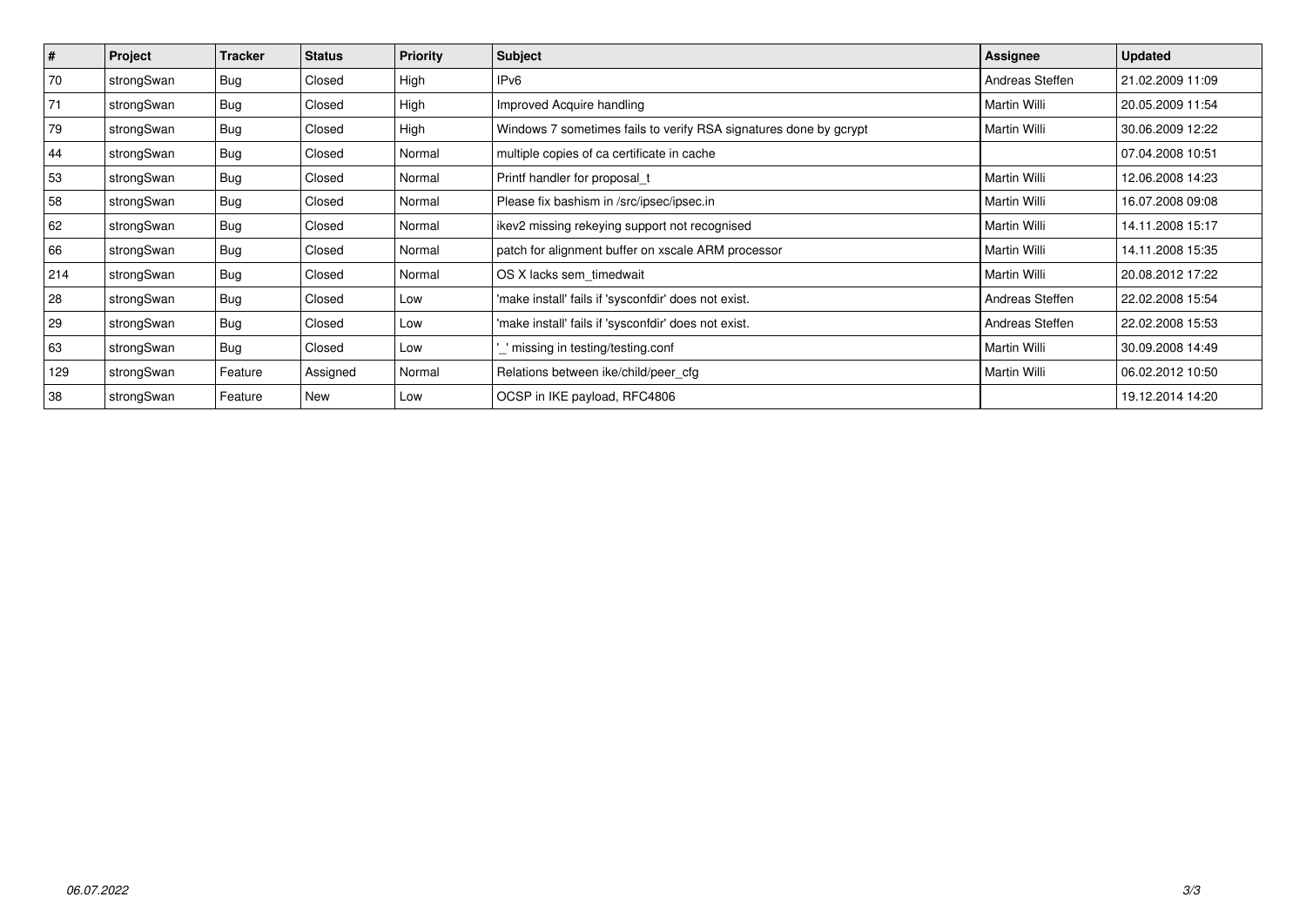| # | Project | Tracker | Status | Priority | Subject | Assignee | Updated |
|---|---|---|---|---|---|---|---|
| 70 | strongSwan | Bug | Closed | High | IPv6 | Andreas Steffen | 21.02.2009 11:09 |
| 71 | strongSwan | Bug | Closed | High | Improved Acquire handling | Martin Willi | 20.05.2009 11:54 |
| 79 | strongSwan | Bug | Closed | High | Windows 7 sometimes fails to verify RSA signatures done by gcrypt | Martin Willi | 30.06.2009 12:22 |
| 44 | strongSwan | Bug | Closed | Normal | multiple copies of ca certificate in cache | | 07.04.2008 10:51 |
| 53 | strongSwan | Bug | Closed | Normal | Printf handler for proposal_t | Martin Willi | 12.06.2008 14:23 |
| 58 | strongSwan | Bug | Closed | Normal | Please fix bashism in /src/ipsec/ipsec.in | Martin Willi | 16.07.2008 09:08 |
| 62 | strongSwan | Bug | Closed | Normal | ikev2 missing rekeying support not recognised | Martin Willi | 14.11.2008 15:17 |
| 66 | strongSwan | Bug | Closed | Normal | patch for alignment buffer on xscale ARM processor | Martin Willi | 14.11.2008 15:35 |
| 214 | strongSwan | Bug | Closed | Normal | OS X lacks sem_timedwait | Martin Willi | 20.08.2012 17:22 |
| 28 | strongSwan | Bug | Closed | Low | 'make install' fails if 'sysconfdir' does not exist. | Andreas Steffen | 22.02.2008 15:54 |
| 29 | strongSwan | Bug | Closed | Low | 'make install' fails if 'sysconfdir' does not exist. | Andreas Steffen | 22.02.2008 15:53 |
| 63 | strongSwan | Bug | Closed | Low | '_' missing in testing/testing.conf | Martin Willi | 30.09.2008 14:49 |
| 129 | strongSwan | Feature | Assigned | Normal | Relations between ike/child/peer_cfg | Martin Willi | 06.02.2012 10:50 |
| 38 | strongSwan | Feature | New | Low | OCSP in IKE payload, RFC4806 | | 19.12.2014 14:20 |